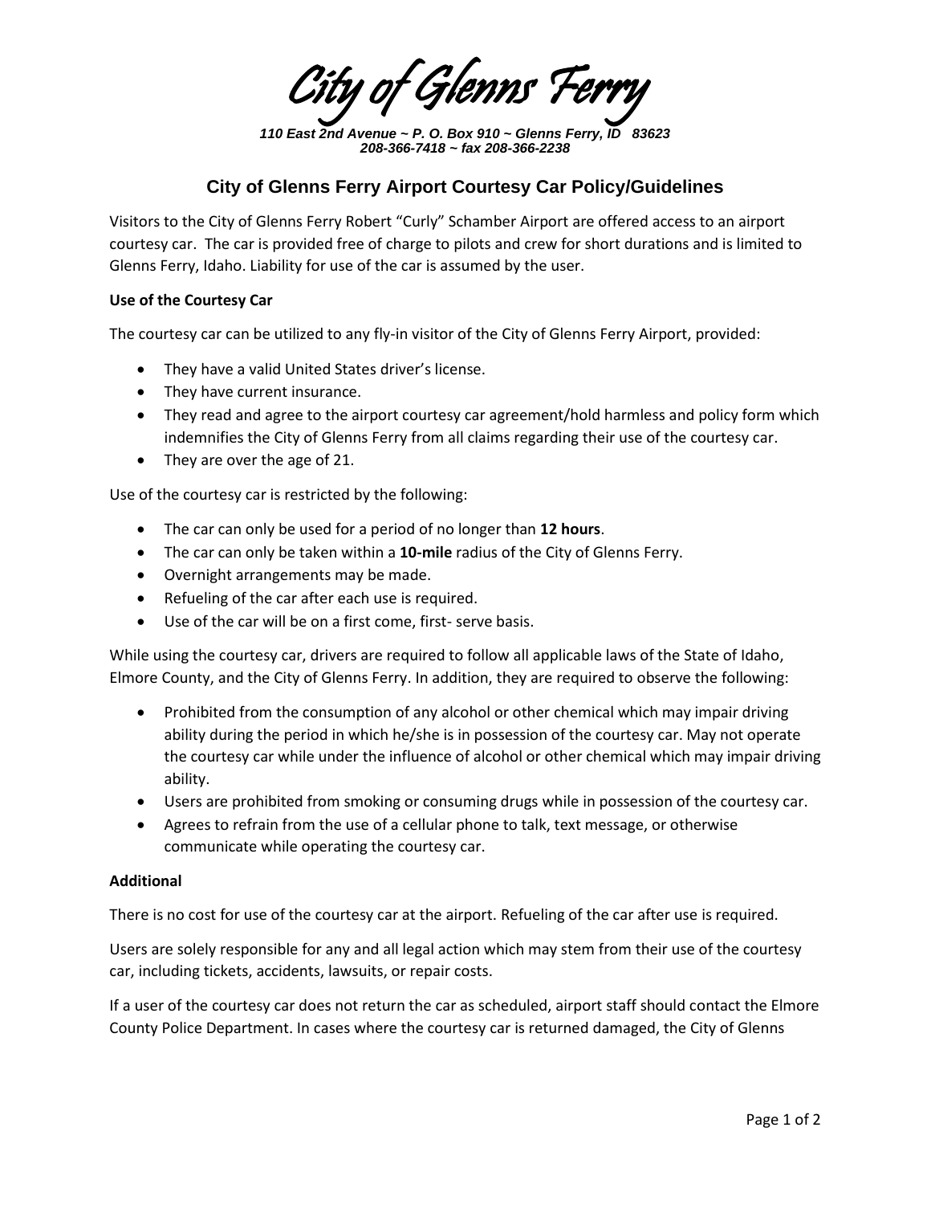# City of Glenns Ferry

*110 East 2nd Avenue ~ P. O. Box 910 ~ Glenns Ferry, ID 83623*
*208-366-7418 ~ fax 208-366-2238*

## City of Glenns Ferry Airport Courtesy Car Policy/Guidelines

Visitors to the City of Glenns Ferry Robert "Curly" Schamber Airport are offered access to an airport courtesy car. The car is provided free of charge to pilots and crew for short durations and is limited to Glenns Ferry, Idaho. Liability for use of the car is assumed by the user.

**Use of the Courtesy Car**

The courtesy car can be utilized to any fly-in visitor of the City of Glenns Ferry Airport, provided:

- They have a valid United States driver's license.
- They have current insurance.
- They read and agree to the airport courtesy car agreement/hold harmless and policy form which indemnifies the City of Glenns Ferry from all claims regarding their use of the courtesy car.
- They are over the age of 21.

Use of the courtesy car is restricted by the following:

- The car can only be used for a period of no longer than **12 hours**.
- The car can only be taken within a **10-mile** radius of the City of Glenns Ferry.
- Overnight arrangements may be made.
- Refueling of the car after each use is required.
- Use of the car will be on a first come, first- serve basis.

While using the courtesy car, drivers are required to follow all applicable laws of the State of Idaho, Elmore County, and the City of Glenns Ferry. In addition, they are required to observe the following:

- Prohibited from the consumption of any alcohol or other chemical which may impair driving ability during the period in which he/she is in possession of the courtesy car. May not operate the courtesy car while under the influence of alcohol or other chemical which may impair driving ability.
- Users are prohibited from smoking or consuming drugs while in possession of the courtesy car.
- Agrees to refrain from the use of a cellular phone to talk, text message, or otherwise communicate while operating the courtesy car.

**Additional**

There is no cost for use of the courtesy car at the airport. Refueling of the car after use is required.

Users are solely responsible for any and all legal action which may stem from their use of the courtesy car, including tickets, accidents, lawsuits, or repair costs.

If a user of the courtesy car does not return the car as scheduled, airport staff should contact the Elmore County Police Department. In cases where the courtesy car is returned damaged, the City of Glenns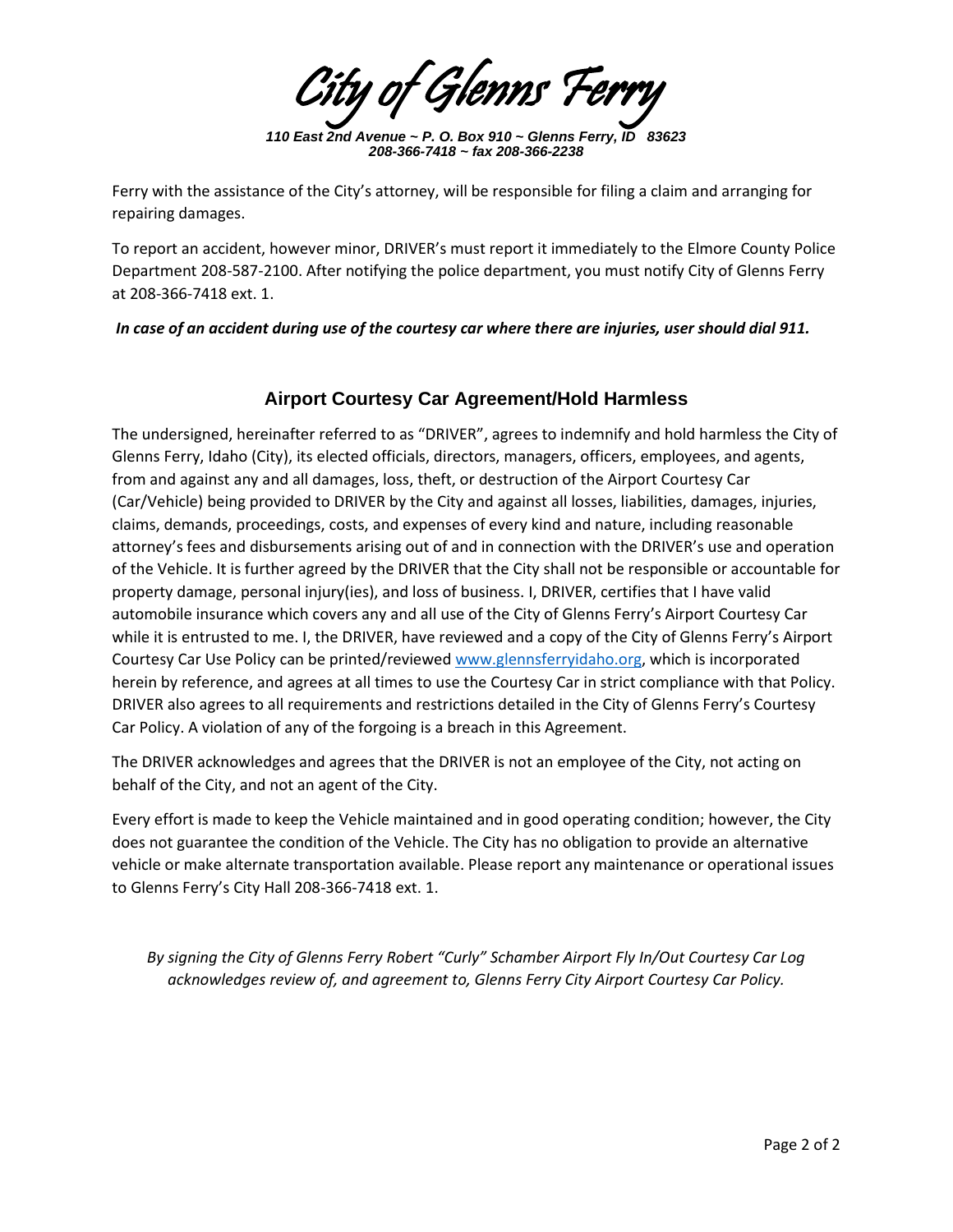City of Glenns Ferry

*110 East 2nd Avenue ~ P. O. Box 910 ~ Glenns Ferry, ID 83623*
*208-366-7418 ~ fax 208-366-2238*

Ferry with the assistance of the City's attorney, will be responsible for filing a claim and arranging for repairing damages.

To report an accident, however minor, DRIVER's must report it immediately to the Elmore County Police Department 208-587-2100. After notifying the police department, you must notify City of Glenns Ferry at 208-366-7418 ext. 1.

***In case of an accident during use of the courtesy car where there are injuries, user should dial 911.***

## Airport Courtesy Car Agreement/Hold Harmless

The undersigned, hereinafter referred to as "DRIVER", agrees to indemnify and hold harmless the City of Glenns Ferry, Idaho (City), its elected officials, directors, managers, officers, employees, and agents, from and against any and all damages, loss, theft, or destruction of the Airport Courtesy Car (Car/Vehicle) being provided to DRIVER by the City and against all losses, liabilities, damages, injuries, claims, demands, proceedings, costs, and expenses of every kind and nature, including reasonable attorney's fees and disbursements arising out of and in connection with the DRIVER's use and operation of the Vehicle. It is further agreed by the DRIVER that the City shall not be responsible or accountable for property damage, personal injury(ies), and loss of business. I, DRIVER, certifies that I have valid automobile insurance which covers any and all use of the City of Glenns Ferry's Airport Courtesy Car while it is entrusted to me. I, the DRIVER, have reviewed and a copy of the City of Glenns Ferry's Airport Courtesy Car Use Policy can be printed/reviewed www.glennsferryidaho.org, which is incorporated herein by reference, and agrees at all times to use the Courtesy Car in strict compliance with that Policy. DRIVER also agrees to all requirements and restrictions detailed in the City of Glenns Ferry's Courtesy Car Policy. A violation of any of the forgoing is a breach in this Agreement.

The DRIVER acknowledges and agrees that the DRIVER is not an employee of the City, not acting on behalf of the City, and not an agent of the City.

Every effort is made to keep the Vehicle maintained and in good operating condition; however, the City does not guarantee the condition of the Vehicle. The City has no obligation to provide an alternative vehicle or make alternate transportation available. Please report any maintenance or operational issues to Glenns Ferry's City Hall 208-366-7418 ext. 1.

*By signing the City of Glenns Ferry Robert "Curly" Schamber Airport Fly In/Out Courtesy Car Log acknowledges review of, and agreement to, Glenns Ferry City Airport Courtesy Car Policy.*